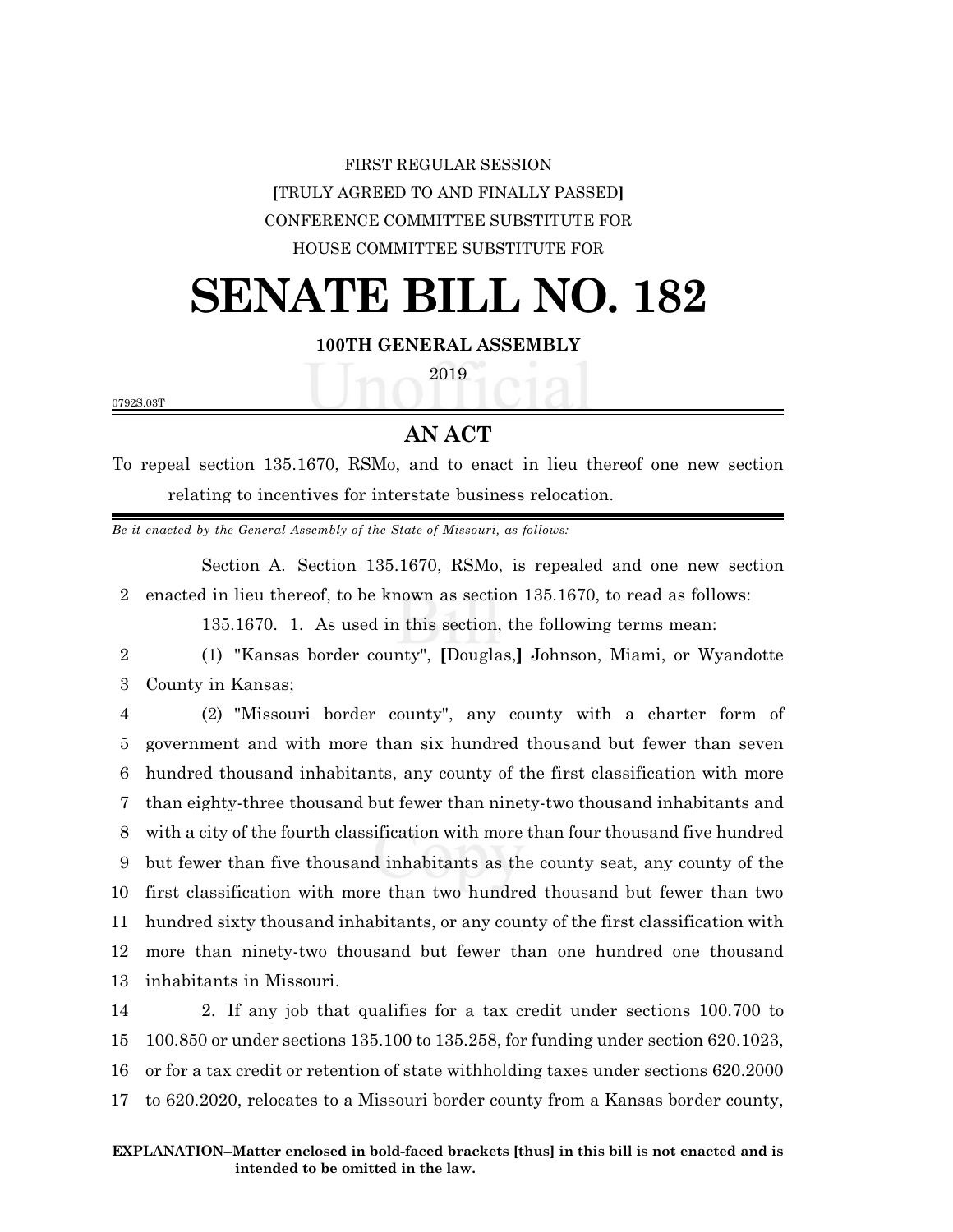FIRST REGULAR SESSION

**[**TRULY AGREED TO AND FINALLY PASSED**]**

CONFERENCE COMMITTEE SUBSTITUTE FOR

HOUSE COMMITTEE SUBSTITUTE FOR

# SENATE BILL NO. 182

**100TH GENERAL ASSEMBLY**

2019

0792S.03T

## AN ACT

To repeal section 135.1670, RSMo, and to enact in lieu thereof one new section relating to incentives for interstate business relocation.

*Be it enacted by the General Assembly of the State of Missouri, as follows:*

Section A. Section 135.1670, RSMo, is repealed and one new section enacted in lieu thereof, to be known as section 135.1670, to read as follows:

135.1670. 1. As used in this section, the following terms mean:

(1) "Kansas border county", **[**Douglas,**]** Johnson, Miami, or Wyandotte County in Kansas;

(2) "Missouri border county", any county with a charter form of government and with more than six hundred thousand but fewer than seven hundred thousand inhabitants, any county of the first classification with more than eighty-three thousand but fewer than ninety-two thousand inhabitants and with a city of the fourth classification with more than four thousand five hundred but fewer than five thousand inhabitants as the county seat, any county of the first classification with more than two hundred thousand but fewer than two hundred sixty thousand inhabitants, or any county of the first classification with more than ninety-two thousand but fewer than one hundred one thousand inhabitants in Missouri.

2. If any job that qualifies for a tax credit under sections 100.700 to 100.850 or under sections 135.100 to 135.258, for funding under section 620.1023, or for a tax credit or retention of state withholding taxes under sections 620.2000 to 620.2020, relocates to a Missouri border county from a Kansas border county,

**EXPLANATION–Matter enclosed in bold-faced brackets [thus] in this bill is not enacted and is intended to be omitted in the law.**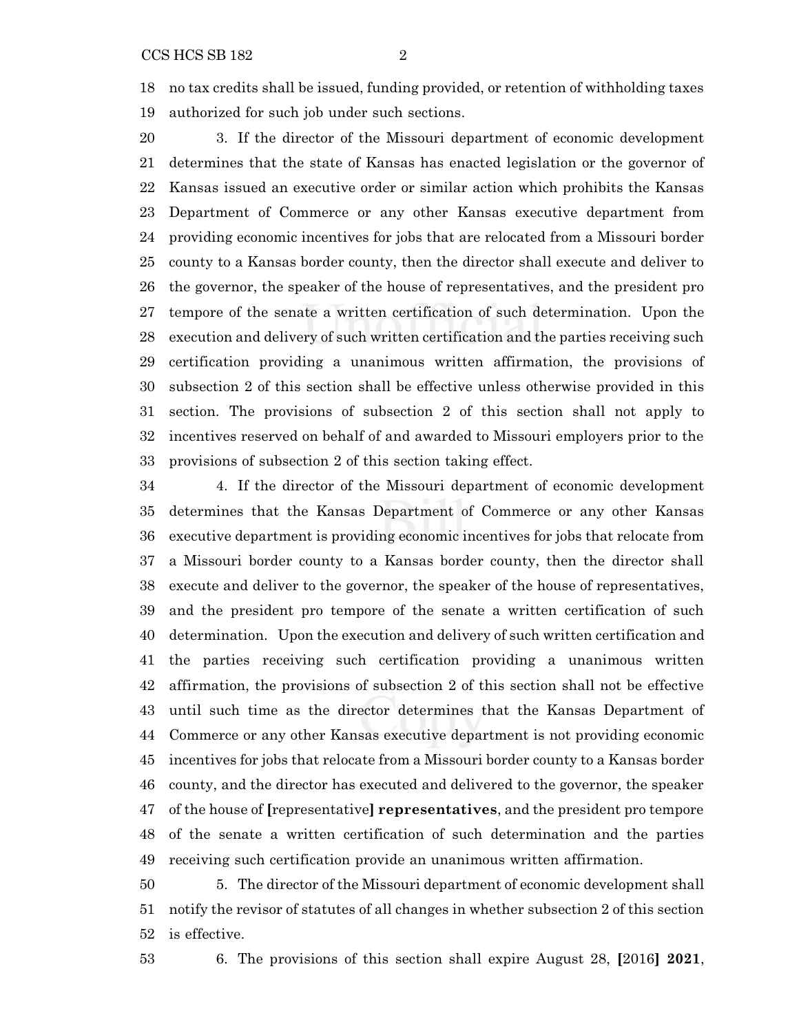no tax credits shall be issued, funding provided, or retention of withholding taxes authorized for such job under such sections.

3. If the director of the Missouri department of economic development determines that the state of Kansas has enacted legislation or the governor of Kansas issued an executive order or similar action which prohibits the Kansas Department of Commerce or any other Kansas executive department from providing economic incentives for jobs that are relocated from a Missouri border county to a Kansas border county, then the director shall execute and deliver to the governor, the speaker of the house of representatives, and the president pro tempore of the senate a written certification of such determination. Upon the execution and delivery of such written certification and the parties receiving such certification providing a unanimous written affirmation, the provisions of subsection 2 of this section shall be effective unless otherwise provided in this section. The provisions of subsection 2 of this section shall not apply to incentives reserved on behalf of and awarded to Missouri employers prior to the provisions of subsection 2 of this section taking effect.

4. If the director of the Missouri department of economic development determines that the Kansas Department of Commerce or any other Kansas executive department is providing economic incentives for jobs that relocate from a Missouri border county to a Kansas border county, then the director shall execute and deliver to the governor, the speaker of the house of representatives, and the president pro tempore of the senate a written certification of such determination. Upon the execution and delivery of such written certification and the parties receiving such certification providing a unanimous written affirmation, the provisions of subsection 2 of this section shall not be effective until such time as the director determines that the Kansas Department of Commerce or any other Kansas executive department is not providing economic incentives for jobs that relocate from a Missouri border county to a Kansas border county, and the director has executed and delivered to the governor, the speaker of the house of [representative] **representatives**, and the president pro tempore of the senate a written certification of such determination and the parties receiving such certification provide an unanimous written affirmation.

5. The director of the Missouri department of economic development shall notify the revisor of statutes of all changes in whether subsection 2 of this section is effective.

6. The provisions of this section shall expire August 28, [2016] **2021**,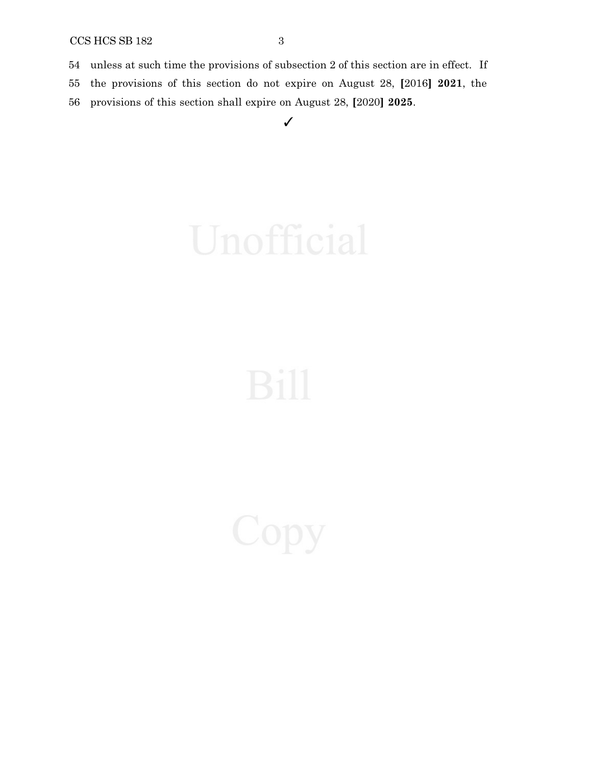54 unless at such time the provisions of subsection 2 of this section are in effect. If

55 the provisions of this section do not expire on August 28, [2016] **2021**, the

56 provisions of this section shall expire on August 28, [2020] **2025**.

✓